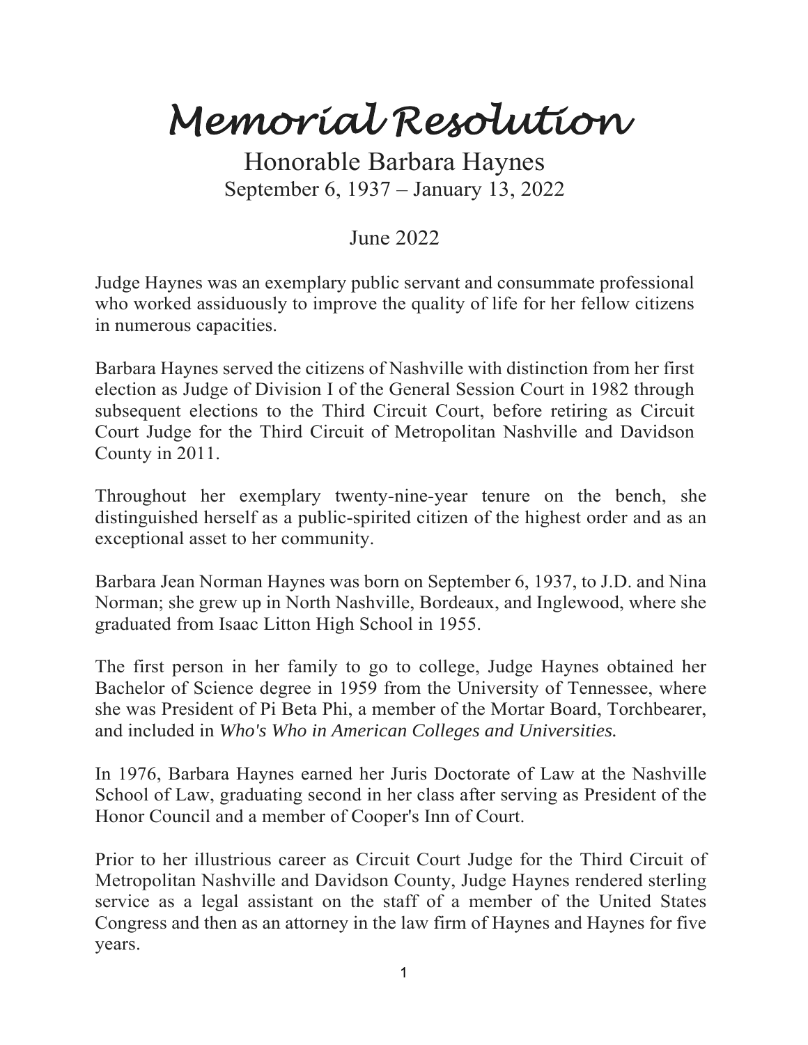# Memorial Resolution

## Honorable Barbara Haynes

September 6, 1937 – January 13, 2022

June 2022

Judge Haynes was an exemplary public servant and consummate professional who worked assiduously to improve the quality of life for her fellow citizens in numerous capacities.

Barbara Haynes served the citizens of Nashville with distinction from her first election as Judge of Division I of the General Session Court in 1982 through subsequent elections to the Third Circuit Court, before retiring as Circuit Court Judge for the Third Circuit of Metropolitan Nashville and Davidson County in 2011.

Throughout her exemplary twenty-nine-year tenure on the bench, she distinguished herself as a public-spirited citizen of the highest order and as an exceptional asset to her community.

Barbara Jean Norman Haynes was born on September 6, 1937, to J.D. and Nina Norman; she grew up in North Nashville, Bordeaux, and Inglewood, where she graduated from Isaac Litton High School in 1955.

The first person in her family to go to college, Judge Haynes obtained her Bachelor of Science degree in 1959 from the University of Tennessee, where she was President of Pi Beta Phi, a member of the Mortar Board, Torchbearer, and included in *Who's Who in American Colleges and Universities.*

In 1976, Barbara Haynes earned her Juris Doctorate of Law at the Nashville School of Law, graduating second in her class after serving as President of the Honor Council and a member of Cooper's Inn of Court.

Prior to her illustrious career as Circuit Court Judge for the Third Circuit of Metropolitan Nashville and Davidson County, Judge Haynes rendered sterling service as a legal assistant on the staff of a member of the United States Congress and then as an attorney in the law firm of Haynes and Haynes for five years.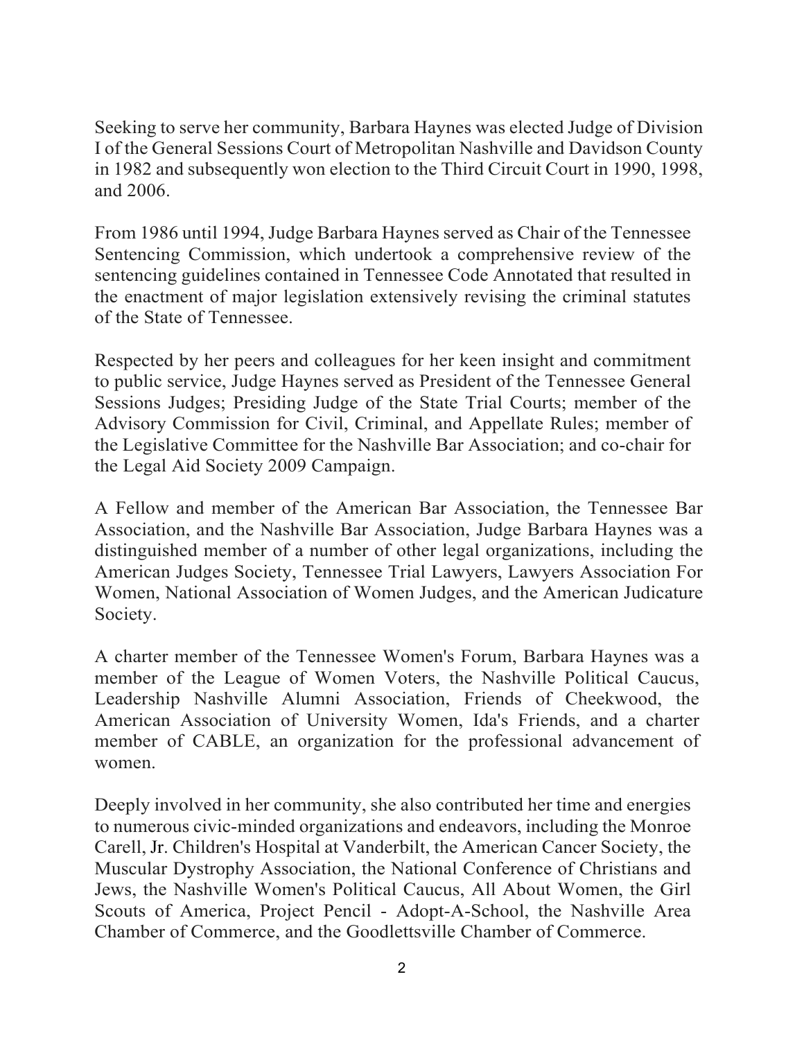Seeking to serve her community, Barbara Haynes was elected Judge of Division I of the General Sessions Court of Metropolitan Nashville and Davidson County in 1982 and subsequently won election to the Third Circuit Court in 1990, 1998, and 2006.

From 1986 until 1994, Judge Barbara Haynes served as Chair of the Tennessee Sentencing Commission, which undertook a comprehensive review of the sentencing guidelines contained in Tennessee Code Annotated that resulted in the enactment of major legislation extensively revising the criminal statutes of the State of Tennessee.

Respected by her peers and colleagues for her keen insight and commitment to public service, Judge Haynes served as President of the Tennessee General Sessions Judges; Presiding Judge of the State Trial Courts; member of the Advisory Commission for Civil, Criminal, and Appellate Rules; member of the Legislative Committee for the Nashville Bar Association; and co-chair for the Legal Aid Society 2009 Campaign.

A Fellow and member of the American Bar Association, the Tennessee Bar Association, and the Nashville Bar Association, Judge Barbara Haynes was a distinguished member of a number of other legal organizations, including the American Judges Society, Tennessee Trial Lawyers, Lawyers Association For Women, National Association of Women Judges, and the American Judicature Society.

A charter member of the Tennessee Women's Forum, Barbara Haynes was a member of the League of Women Voters, the Nashville Political Caucus, Leadership Nashville Alumni Association, Friends of Cheekwood, the American Association of University Women, Ida's Friends, and a charter member of CABLE, an organization for the professional advancement of women.

Deeply involved in her community, she also contributed her time and energies to numerous civic-minded organizations and endeavors, including the Monroe Carell, Jr. Children's Hospital at Vanderbilt, the American Cancer Society, the Muscular Dystrophy Association, the National Conference of Christians and Jews, the Nashville Women's Political Caucus, All About Women, the Girl Scouts of America, Project Pencil - Adopt-A-School, the Nashville Area Chamber of Commerce, and the Goodlettsville Chamber of Commerce.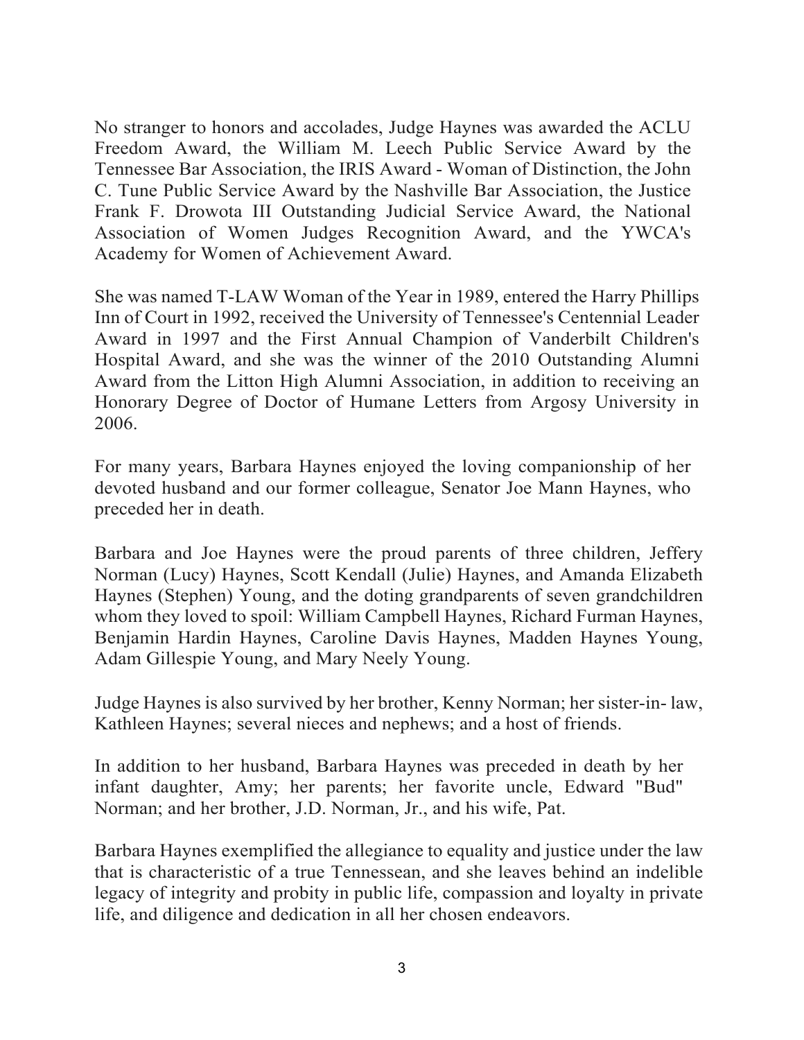No stranger to honors and accolades, Judge Haynes was awarded the ACLU Freedom Award, the William M. Leech Public Service Award by the Tennessee Bar Association, the IRIS Award - Woman of Distinction, the John C. Tune Public Service Award by the Nashville Bar Association, the Justice Frank F. Drowota III Outstanding Judicial Service Award, the National Association of Women Judges Recognition Award, and the YWCA's Academy for Women of Achievement Award.

She was named T-LAW Woman of the Year in 1989, entered the Harry Phillips Inn of Court in 1992, received the University of Tennessee's Centennial Leader Award in 1997 and the First Annual Champion of Vanderbilt Children's Hospital Award, and she was the winner of the 2010 Outstanding Alumni Award from the Litton High Alumni Association, in addition to receiving an Honorary Degree of Doctor of Humane Letters from Argosy University in 2006.

For many years, Barbara Haynes enjoyed the loving companionship of her devoted husband and our former colleague, Senator Joe Mann Haynes, who preceded her in death.

Barbara and Joe Haynes were the proud parents of three children, Jeffery Norman (Lucy) Haynes, Scott Kendall (Julie) Haynes, and Amanda Elizabeth Haynes (Stephen) Young, and the doting grandparents of seven grandchildren whom they loved to spoil: William Campbell Haynes, Richard Furman Haynes, Benjamin Hardin Haynes, Caroline Davis Haynes, Madden Haynes Young, Adam Gillespie Young, and Mary Neely Young.

Judge Haynes is also survived by her brother, Kenny Norman; her sister-in- law, Kathleen Haynes; several nieces and nephews; and a host of friends.

In addition to her husband, Barbara Haynes was preceded in death by her infant daughter, Amy; her parents; her favorite uncle, Edward "Bud" Norman; and her brother, J.D. Norman, Jr., and his wife, Pat.

Barbara Haynes exemplified the allegiance to equality and justice under the law that is characteristic of a true Tennessean, and she leaves behind an indelible legacy of integrity and probity in public life, compassion and loyalty in private life, and diligence and dedication in all her chosen endeavors.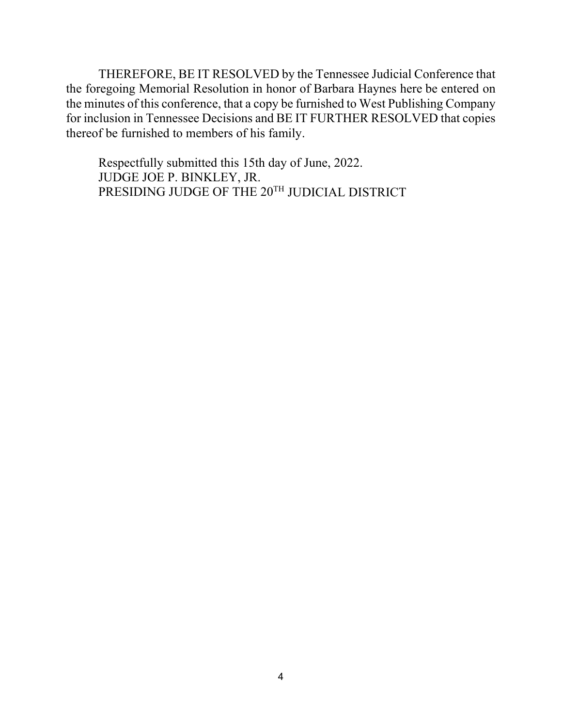THEREFORE, BE IT RESOLVED by the Tennessee Judicial Conference that the foregoing Memorial Resolution in honor of Barbara Haynes here be entered on the minutes of this conference, that a copy be furnished to West Publishing Company for inclusion in Tennessee Decisions and BE IT FURTHER RESOLVED that copies thereof be furnished to members of his family.

Respectfully submitted this 15th day of June, 2022.
JUDGE JOE P. BINKLEY, JR.
PRESIDING JUDGE OF THE 20TH JUDICIAL DISTRICT